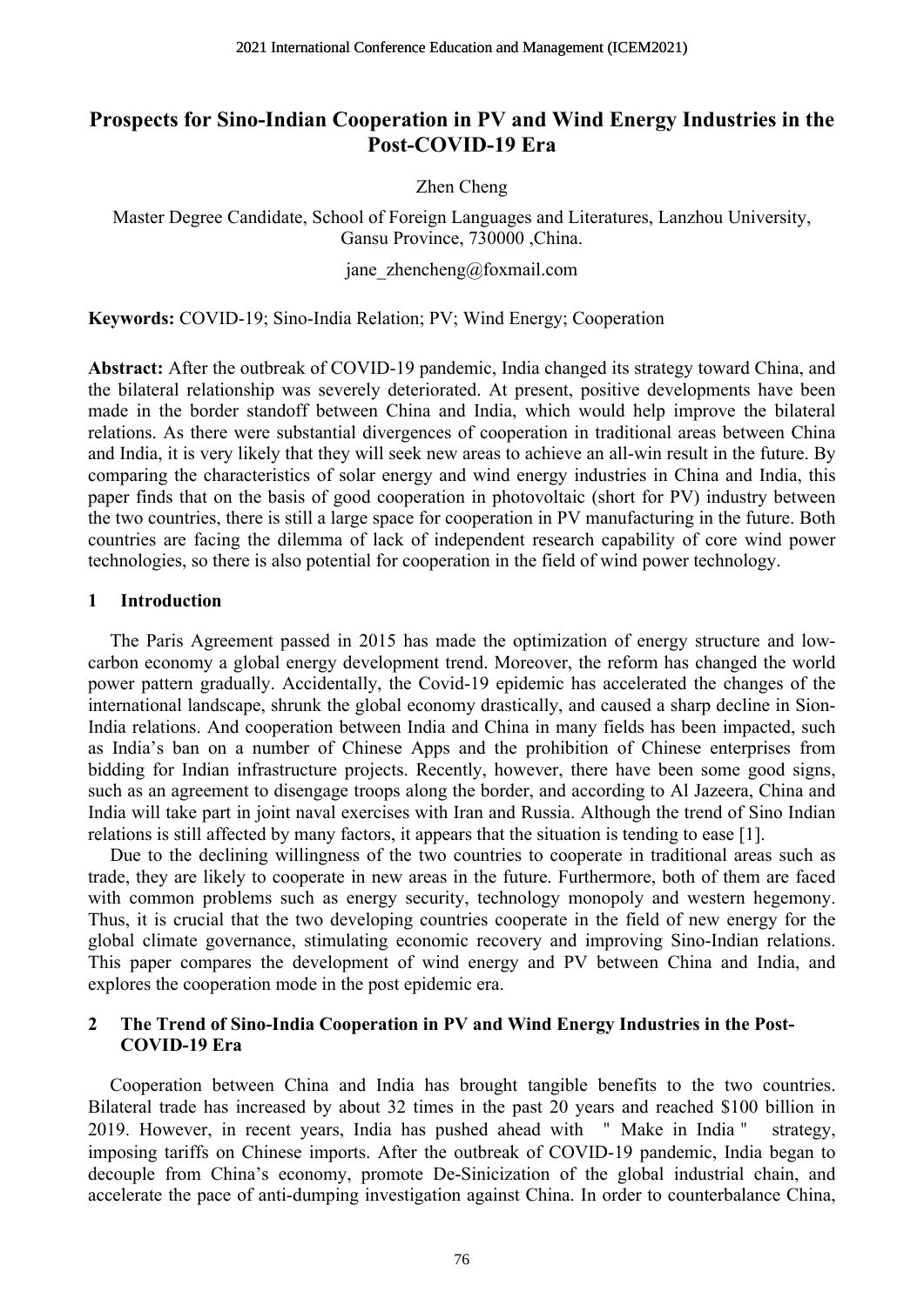# Prospects for Sino-Indian Cooperation in PV and Wind Energy Industries in the Post-COVID-19 Era

Zhen Cheng

Master Degree Candidate, School of Foreign Languages and Literatures, Lanzhou University, Gansu Province, 730000 ,China.

jane_zhencheng@foxmail.com

**Keywords:** COVID-19; Sino-India Relation; PV; Wind Energy; Cooperation

**Abstract:** After the outbreak of COVID-19 pandemic, India changed its strategy toward China, and the bilateral relationship was severely deteriorated. At present, positive developments have been made in the border standoff between China and India, which would help improve the bilateral relations. As there were substantial divergences of cooperation in traditional areas between China and India, it is very likely that they will seek new areas to achieve an all-win result in the future. By comparing the characteristics of solar energy and wind energy industries in China and India, this paper finds that on the basis of good cooperation in photovoltaic (short for PV) industry between the two countries, there is still a large space for cooperation in PV manufacturing in the future. Both countries are facing the dilemma of lack of independent research capability of core wind power technologies, so there is also potential for cooperation in the field of wind power technology.

## 1 Introduction

The Paris Agreement passed in 2015 has made the optimization of energy structure and low-carbon economy a global energy development trend. Moreover, the reform has changed the world power pattern gradually. Accidentally, the Covid-19 epidemic has accelerated the changes of the international landscape, shrunk the global economy drastically, and caused a sharp decline in Sion-India relations. And cooperation between India and China in many fields has been impacted, such as India's ban on a number of Chinese Apps and the prohibition of Chinese enterprises from bidding for Indian infrastructure projects. Recently, however, there have been some good signs, such as an agreement to disengage troops along the border, and according to Al Jazeera, China and India will take part in joint naval exercises with Iran and Russia. Although the trend of Sino Indian relations is still affected by many factors, it appears that the situation is tending to ease [1].

Due to the declining willingness of the two countries to cooperate in traditional areas such as trade, they are likely to cooperate in new areas in the future. Furthermore, both of them are faced with common problems such as energy security, technology monopoly and western hegemony. Thus, it is crucial that the two developing countries cooperate in the field of new energy for the global climate governance, stimulating economic recovery and improving Sino-Indian relations. This paper compares the development of wind energy and PV between China and India, and explores the cooperation mode in the post epidemic era.

## 2 The Trend of Sino-India Cooperation in PV and Wind Energy Industries in the Post-COVID-19 Era

Cooperation between China and India has brought tangible benefits to the two countries. Bilateral trade has increased by about 32 times in the past 20 years and reached $100 billion in 2019. However, in recent years, India has pushed ahead with " Make in India " strategy, imposing tariffs on Chinese imports. After the outbreak of COVID-19 pandemic, India began to decouple from China's economy, promote De-Sinicization of the global industrial chain, and accelerate the pace of anti-dumping investigation against China. In order to counterbalance China,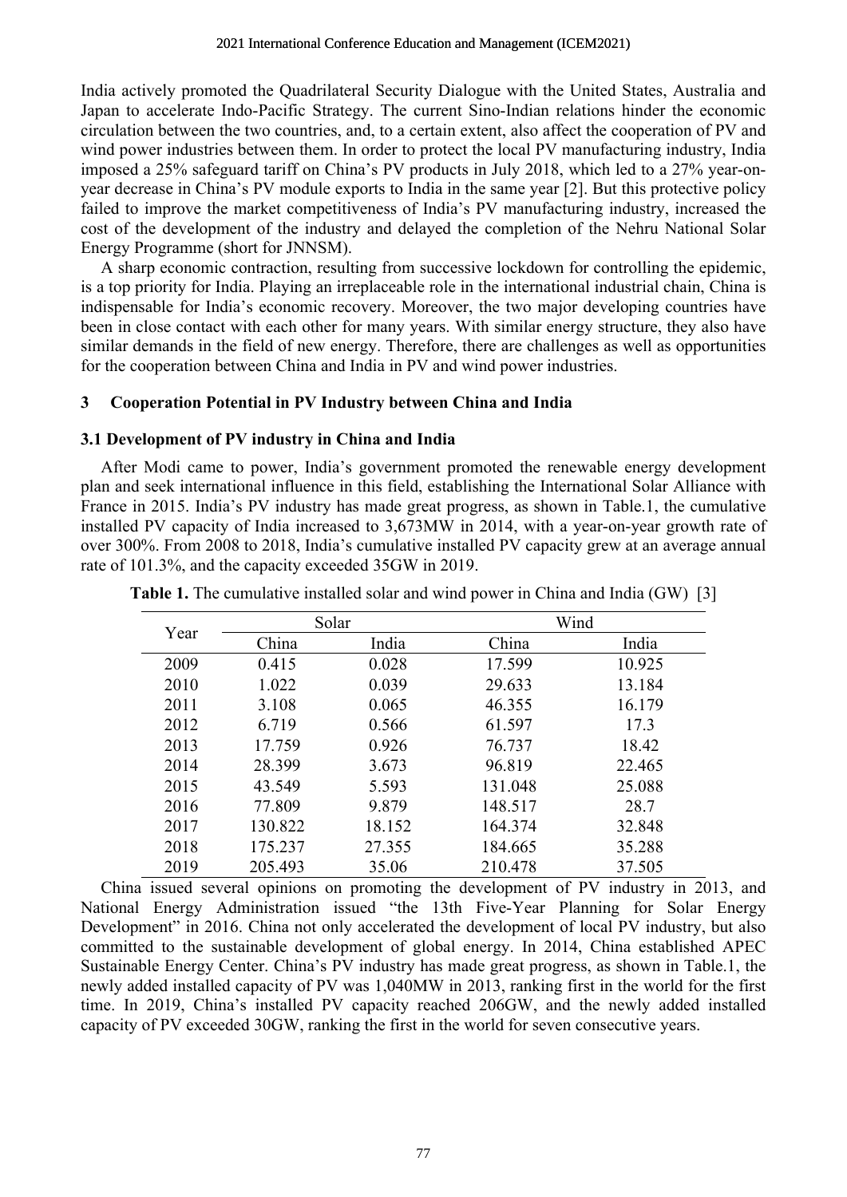India actively promoted the Quadrilateral Security Dialogue with the United States, Australia and Japan to accelerate Indo-Pacific Strategy. The current Sino-Indian relations hinder the economic circulation between the two countries, and, to a certain extent, also affect the cooperation of PV and wind power industries between them. In order to protect the local PV manufacturing industry, India imposed a 25% safeguard tariff on China's PV products in July 2018, which led to a 27% year-on-year decrease in China's PV module exports to India in the same year [2]. But this protective policy failed to improve the market competitiveness of India's PV manufacturing industry, increased the cost of the development of the industry and delayed the completion of the Nehru National Solar Energy Programme (short for JNNSM).

A sharp economic contraction, resulting from successive lockdown for controlling the epidemic, is a top priority for India. Playing an irreplaceable role in the international industrial chain, China is indispensable for India's economic recovery. Moreover, the two major developing countries have been in close contact with each other for many years. With similar energy structure, they also have similar demands in the field of new energy. Therefore, there are challenges as well as opportunities for the cooperation between China and India in PV and wind power industries.

## 3 Cooperation Potential in PV Industry between China and India

### 3.1 Development of PV industry in China and India

After Modi came to power, India's government promoted the renewable energy development plan and seek international influence in this field, establishing the International Solar Alliance with France in 2015. India's PV industry has made great progress, as shown in Table.1, the cumulative installed PV capacity of India increased to 3,673MW in 2014, with a year-on-year growth rate of over 300%. From 2008 to 2018, India's cumulative installed PV capacity grew at an average annual rate of 101.3%, and the capacity exceeded 35GW in 2019.

**Table 1.** The cumulative installed solar and wind power in China and India (GW) [3]

| Year | Solar | | Wind | |
|---|---|---|---|---|
| | China | India | China | India |
| 2009 | 0.415 | 0.028 | 17.599 | 10.925 |
| 2010 | 1.022 | 0.039 | 29.633 | 13.184 |
| 2011 | 3.108 | 0.065 | 46.355 | 16.179 |
| 2012 | 6.719 | 0.566 | 61.597 | 17.3 |
| 2013 | 17.759 | 0.926 | 76.737 | 18.42 |
| 2014 | 28.399 | 3.673 | 96.819 | 22.465 |
| 2015 | 43.549 | 5.593 | 131.048 | 25.088 |
| 2016 | 77.809 | 9.879 | 148.517 | 28.7 |
| 2017 | 130.822 | 18.152 | 164.374 | 32.848 |
| 2018 | 175.237 | 27.355 | 184.665 | 35.288 |
| 2019 | 205.493 | 35.06 | 210.478 | 37.505 |

China issued several opinions on promoting the development of PV industry in 2013, and National Energy Administration issued "the 13th Five-Year Planning for Solar Energy Development" in 2016. China not only accelerated the development of local PV industry, but also committed to the sustainable development of global energy. In 2014, China established APEC Sustainable Energy Center. China's PV industry has made great progress, as shown in Table.1, the newly added installed capacity of PV was 1,040MW in 2013, ranking first in the world for the first time. In 2019, China's installed PV capacity reached 206GW, and the newly added installed capacity of PV exceeded 30GW, ranking the first in the world for seven consecutive years.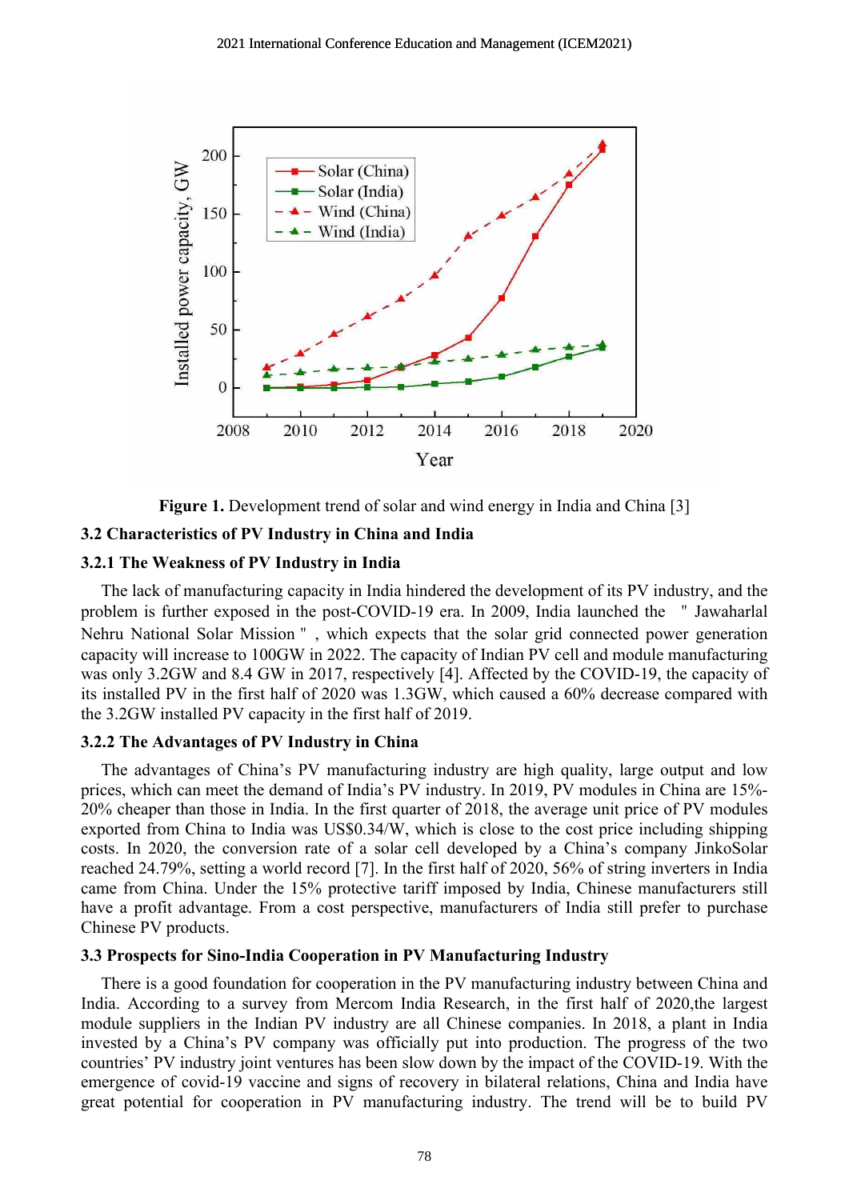Figure 1. Development trend of solar and wind energy in India and China [3]

### 3.2 Characteristics of PV Industry in China and India

#### 3.2.1 The Weakness of PV Industry in India

The lack of manufacturing capacity in India hindered the development of its PV industry, and the problem is further exposed in the post-COVID-19 era. In 2009, India launched the " Jawaharlal Nehru National Solar Mission " , which expects that the solar grid connected power generation capacity will increase to 100GW in 2022. The capacity of Indian PV cell and module manufacturing was only 3.2GW and 8.4 GW in 2017, respectively [4]. Affected by the COVID-19, the capacity of its installed PV in the first half of 2020 was 1.3GW, which caused a 60% decrease compared with the 3.2GW installed PV capacity in the first half of 2019.

#### 3.2.2 The Advantages of PV Industry in China

The advantages of China's PV manufacturing industry are high quality, large output and low prices, which can meet the demand of India's PV industry. In 2019, PV modules in China are 15%-20% cheaper than those in India. In the first quarter of 2018, the average unit price of PV modules exported from China to India was US$0.34/W, which is close to the cost price including shipping costs. In 2020, the conversion rate of a solar cell developed by a China's company JinkoSolar reached 24.79%, setting a world record [7]. In the first half of 2020, 56% of string inverters in India came from China. Under the 15% protective tariff imposed by India, Chinese manufacturers still have a profit advantage. From a cost perspective, manufacturers of India still prefer to purchase Chinese PV products.

### 3.3 Prospects for Sino-India Cooperation in PV Manufacturing Industry

There is a good foundation for cooperation in the PV manufacturing industry between China and India. According to a survey from Mercom India Research, in the first half of 2020,the largest module suppliers in the Indian PV industry are all Chinese companies. In 2018, a plant in India invested by a China's PV company was officially put into production. The progress of the two countries' PV industry joint ventures has been slow down by the impact of the COVID-19. With the emergence of covid-19 vaccine and signs of recovery in bilateral relations, China and India have great potential for cooperation in PV manufacturing industry. The trend will be to build PV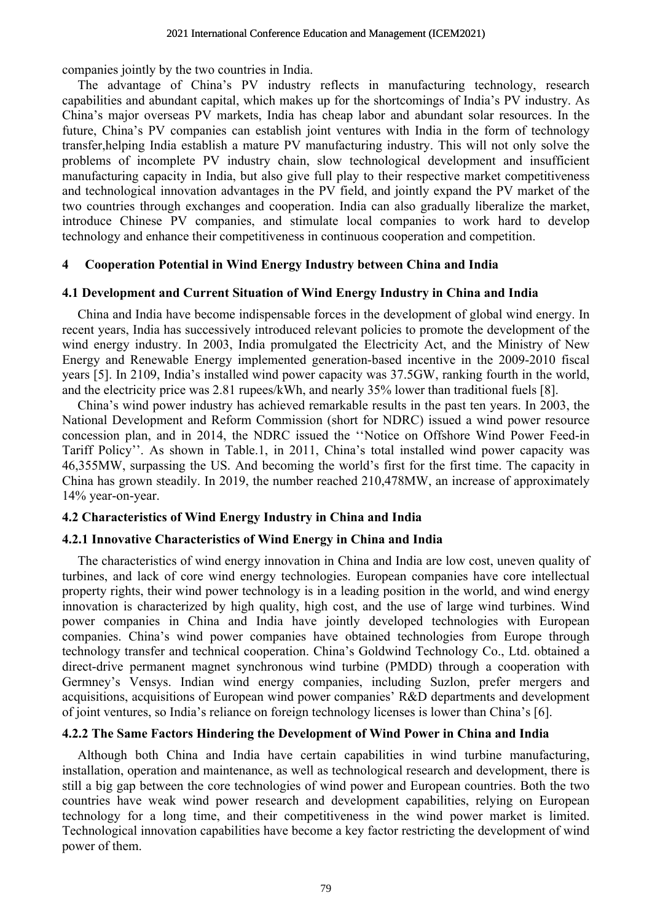companies jointly by the two countries in India.

The advantage of China's PV industry reflects in manufacturing technology, research capabilities and abundant capital, which makes up for the shortcomings of India's PV industry. As China's major overseas PV markets, India has cheap labor and abundant solar resources. In the future, China's PV companies can establish joint ventures with India in the form of technology transfer,helping India establish a mature PV manufacturing industry. This will not only solve the problems of incomplete PV industry chain, slow technological development and insufficient manufacturing capacity in India, but also give full play to their respective market competitiveness and technological innovation advantages in the PV field, and jointly expand the PV market of the two countries through exchanges and cooperation. India can also gradually liberalize the market, introduce Chinese PV companies, and stimulate local companies to work hard to develop technology and enhance their competitiveness in continuous cooperation and competition.

## 4 Cooperation Potential in Wind Energy Industry between China and India

### 4.1 Development and Current Situation of Wind Energy Industry in China and India

China and India have become indispensable forces in the development of global wind energy. In recent years, India has successively introduced relevant policies to promote the development of the wind energy industry. In 2003, India promulgated the Electricity Act, and the Ministry of New Energy and Renewable Energy implemented generation-based incentive in the 2009-2010 fiscal years [5]. In 2109, India's installed wind power capacity was 37.5GW, ranking fourth in the world, and the electricity price was 2.81 rupees/kWh, and nearly 35% lower than traditional fuels [8].

China's wind power industry has achieved remarkable results in the past ten years. In 2003, the National Development and Reform Commission (short for NDRC) issued a wind power resource concession plan, and in 2014, the NDRC issued the ''Notice on Offshore Wind Power Feed-in Tariff Policy''. As shown in Table.1, in 2011, China's total installed wind power capacity was 46,355MW, surpassing the US. And becoming the world's first for the first time. The capacity in China has grown steadily. In 2019, the number reached 210,478MW, an increase of approximately 14% year-on-year.

### 4.2 Characteristics of Wind Energy Industry in China and India

#### 4.2.1 Innovative Characteristics of Wind Energy in China and India

The characteristics of wind energy innovation in China and India are low cost, uneven quality of turbines, and lack of core wind energy technologies. European companies have core intellectual property rights, their wind power technology is in a leading position in the world, and wind energy innovation is characterized by high quality, high cost, and the use of large wind turbines. Wind power companies in China and India have jointly developed technologies with European companies. China's wind power companies have obtained technologies from Europe through technology transfer and technical cooperation. China's Goldwind Technology Co., Ltd. obtained a direct-drive permanent magnet synchronous wind turbine (PMDD) through a cooperation with Germney's Vensys. Indian wind energy companies, including Suzlon, prefer mergers and acquisitions, acquisitions of European wind power companies' R&D departments and development of joint ventures, so India's reliance on foreign technology licenses is lower than China's [6].

#### 4.2.2 The Same Factors Hindering the Development of Wind Power in China and India

Although both China and India have certain capabilities in wind turbine manufacturing, installation, operation and maintenance, as well as technological research and development, there is still a big gap between the core technologies of wind power and European countries. Both the two countries have weak wind power research and development capabilities, relying on European technology for a long time, and their competitiveness in the wind power market is limited. Technological innovation capabilities have become a key factor restricting the development of wind power of them.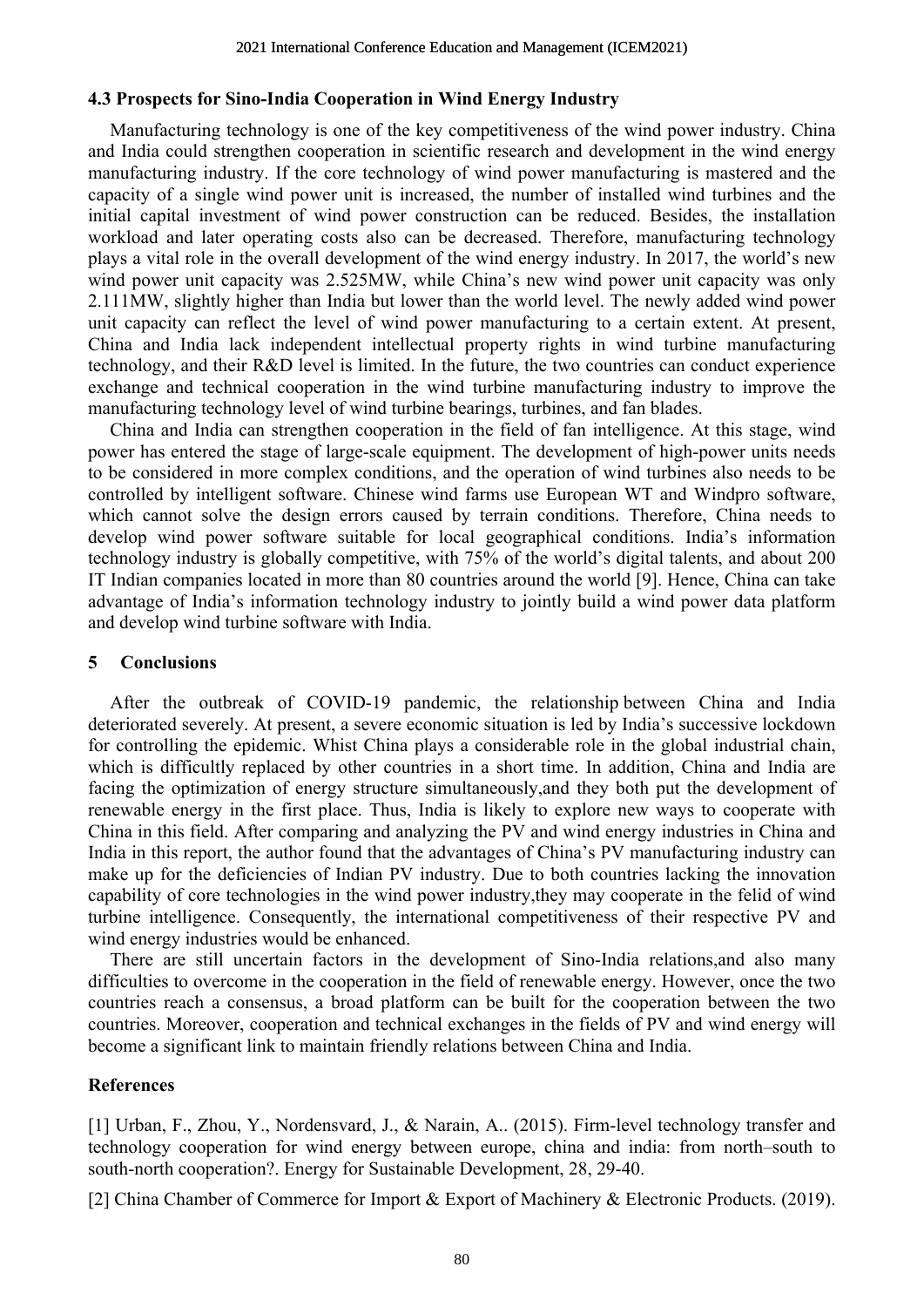### 4.3 Prospects for Sino-India Cooperation in Wind Energy Industry

Manufacturing technology is one of the key competitiveness of the wind power industry. China and India could strengthen cooperation in scientific research and development in the wind energy manufacturing industry. If the core technology of wind power manufacturing is mastered and the capacity of a single wind power unit is increased, the number of installed wind turbines and the initial capital investment of wind power construction can be reduced. Besides, the installation workload and later operating costs also can be decreased. Therefore, manufacturing technology plays a vital role in the overall development of the wind energy industry. In 2017, the world's new wind power unit capacity was 2.525MW, while China's new wind power unit capacity was only 2.111MW, slightly higher than India but lower than the world level. The newly added wind power unit capacity can reflect the level of wind power manufacturing to a certain extent. At present, China and India lack independent intellectual property rights in wind turbine manufacturing technology, and their R&D level is limited. In the future, the two countries can conduct experience exchange and technical cooperation in the wind turbine manufacturing industry to improve the manufacturing technology level of wind turbine bearings, turbines, and fan blades.

China and India can strengthen cooperation in the field of fan intelligence. At this stage, wind power has entered the stage of large-scale equipment. The development of high-power units needs to be considered in more complex conditions, and the operation of wind turbines also needs to be controlled by intelligent software. Chinese wind farms use European WT and Windpro software, which cannot solve the design errors caused by terrain conditions. Therefore, China needs to develop wind power software suitable for local geographical conditions. India's information technology industry is globally competitive, with 75% of the world's digital talents, and about 200 IT Indian companies located in more than 80 countries around the world [9]. Hence, China can take advantage of India's information technology industry to jointly build a wind power data platform and develop wind turbine software with India.

## 5 Conclusions

After the outbreak of COVID-19 pandemic, the relationship between China and India deteriorated severely. At present, a severe economic situation is led by India's successive lockdown for controlling the epidemic. Whist China plays a considerable role in the global industrial chain, which is difficultly replaced by other countries in a short time. In addition, China and India are facing the optimization of energy structure simultaneously,and they both put the development of renewable energy in the first place. Thus, India is likely to explore new ways to cooperate with China in this field. After comparing and analyzing the PV and wind energy industries in China and India in this report, the author found that the advantages of China's PV manufacturing industry can make up for the deficiencies of Indian PV industry. Due to both countries lacking the innovation capability of core technologies in the wind power industry,they may cooperate in the felid of wind turbine intelligence. Consequently, the international competitiveness of their respective PV and wind energy industries would be enhanced.

There are still uncertain factors in the development of Sino-India relations,and also many difficulties to overcome in the cooperation in the field of renewable energy. However, once the two countries reach a consensus, a broad platform can be built for the cooperation between the two countries. Moreover, cooperation and technical exchanges in the fields of PV and wind energy will become a significant link to maintain friendly relations between China and India.

## References

[1] Urban, F., Zhou, Y., Nordensvard, J., & Narain, A.. (2015). Firm-level technology transfer and technology cooperation for wind energy between europe, china and india: from north–south to south-north cooperation?. Energy for Sustainable Development, 28, 29-40.

[2] China Chamber of Commerce for Import & Export of Machinery & Electronic Products. (2019).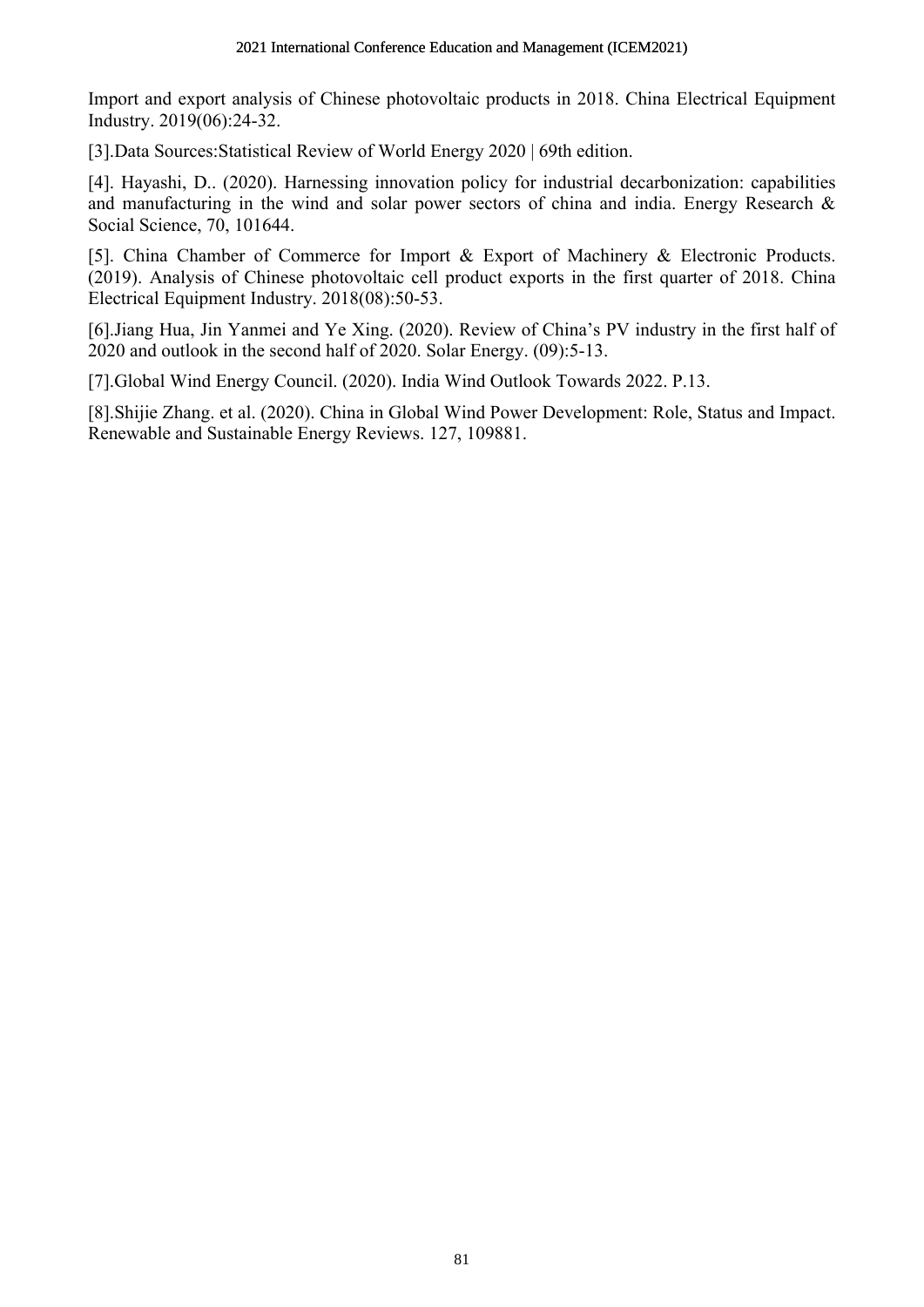Import and export analysis of Chinese photovoltaic products in 2018. China Electrical Equipment Industry. 2019(06):24-32.

[3].Data Sources:Statistical Review of World Energy 2020 | 69th edition.

[4]. Hayashi, D.. (2020). Harnessing innovation policy for industrial decarbonization: capabilities and manufacturing in the wind and solar power sectors of china and india. Energy Research & Social Science, 70, 101644.

[5]. China Chamber of Commerce for Import & Export of Machinery & Electronic Products. (2019). Analysis of Chinese photovoltaic cell product exports in the first quarter of 2018. China Electrical Equipment Industry. 2018(08):50-53.

[6].Jiang Hua, Jin Yanmei and Ye Xing. (2020). Review of China's PV industry in the first half of 2020 and outlook in the second half of 2020. Solar Energy. (09):5-13.

[7].Global Wind Energy Council. (2020). India Wind Outlook Towards 2022. P.13.

[8].Shijie Zhang. et al. (2020). China in Global Wind Power Development: Role, Status and Impact. Renewable and Sustainable Energy Reviews. 127, 109881.